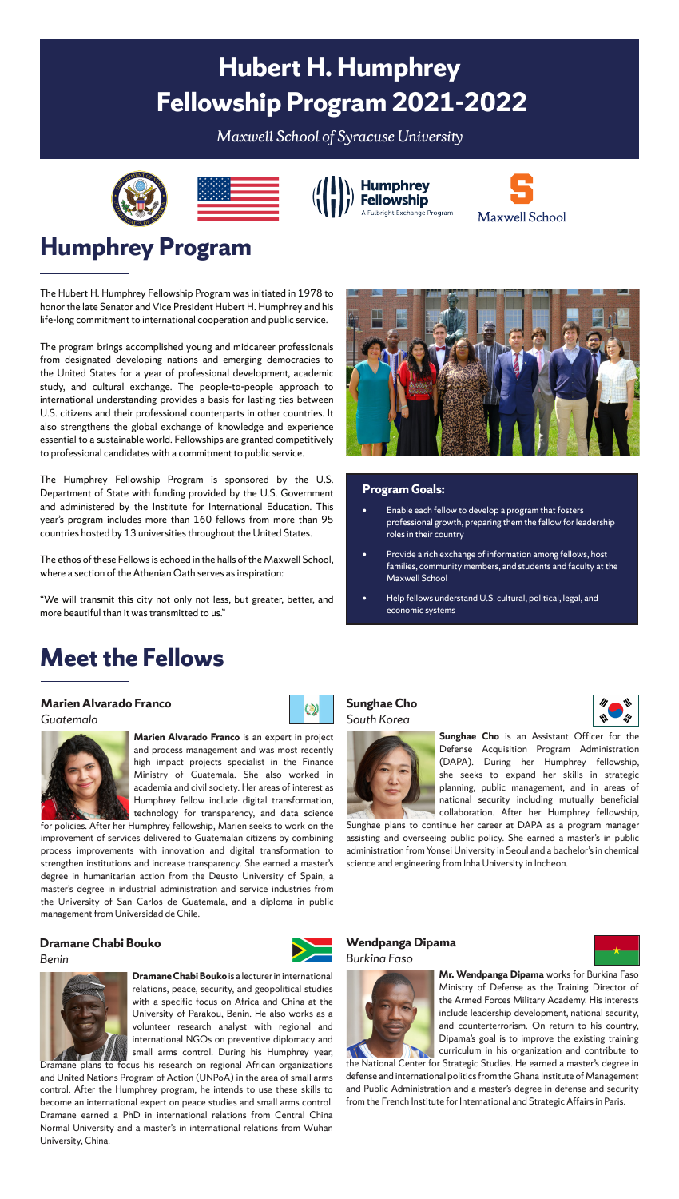# Hubert H. Humphrey Fellowship Program 2021-2022

*Maxwell School of Syracuse University*

Humphrey Fellowship
A Fulbright Exchange Program

Maxwell School

## Humphrey Program

The Hubert H. Humphrey Fellowship Program was initiated in 1978 to honor the late Senator and Vice President Hubert H. Humphrey and his life-long commitment to international cooperation and public service.

The program brings accomplished young and midcareer professionals from designated developing nations and emerging democracies to the United States for a year of professional development, academic study, and cultural exchange. The people-to-people approach to international understanding provides a basis for lasting ties between U.S. citizens and their professional counterparts in other countries. It also strengthens the global exchange of knowledge and experience essential to a sustainable world. Fellowships are granted competitively to professional candidates with a commitment to public service.

The Humphrey Fellowship Program is sponsored by the U.S. Department of State with funding provided by the U.S. Government and administered by the Institute for International Education. This year's program includes more than 160 fellows from more than 95 countries hosted by 13 universities throughout the United States.

The ethos of these Fellows is echoed in the halls of the Maxwell School, where a section of the Athenian Oath serves as inspiration:

"We will transmit this city not only not less, but greater, better, and more beautiful than it was transmitted to us."

### Program Goals:

- Enable each fellow to develop a program that fosters professional growth, preparing them the fellow for leadership roles in their country
- Provide a rich exchange of information among fellows, host families, community members, and students and faculty at the Maxwell School
- Help fellows understand U.S. cultural, political, legal, and economic systems

## Meet the Fellows

### Marien Alvarado Franco
*Guatemala*

**Marien Alvarado Franco** is an expert in project and process management and was most recently high impact projects specialist in the Finance Ministry of Guatemala. She also worked in academia and civil society. Her areas of interest as Humphrey fellow include digital transformation, technology for transparency, and data science for policies. After her Humphrey fellowship, Marien seeks to work on the improvement of services delivered to Guatemalan citizens by combining process improvements with innovation and digital transformation to strengthen institutions and increase transparency. She earned a master's degree in humanitarian action from the Deusto University of Spain, a master's degree in industrial administration and service industries from the University of San Carlos de Guatemala, and a diploma in public management from Universidad de Chile.

### Sunghae Cho
*South Korea*

**Sunghae Cho** is an Assistant Officer for the Defense Acquisition Program Administration (DAPA). During her Humphrey fellowship, she seeks to expand her skills in strategic planning, public management, and in areas of national security including mutually beneficial collaboration. After her Humphrey fellowship, Sunghae plans to continue her career at DAPA as a program manager assisting and overseeing public policy. She earned a master's in public administration from Yonsei University in Seoul and a bachelor's in chemical science and engineering from Inha University in Incheon.

### Dramane Chabi Bouko
*Benin*

**Dramane Chabi Bouko** is a lecturer in international relations, peace, security, and geopolitical studies with a specific focus on Africa and China at the University of Parakou, Benin. He also works as a volunteer research analyst with regional and international NGOs on preventive diplomacy and small arms control. During his Humphrey year, Dramane plans to focus his research on regional African organizations and United Nations Program of Action (UNPoA) in the area of small arms control. After the Humphrey program, he intends to use these skills to become an international expert on peace studies and small arms control. Dramane earned a PhD in international relations from Central China Normal University and a master's in international relations from Wuhan University, China.

### Wendpanga Dipama
*Burkina Faso*

**Mr. Wendpanga Dipama** works for Burkina Faso Ministry of Defense as the Training Director of the Armed Forces Military Academy. His interests include leadership development, national security, and counterterrorism. On return to his country, Dipama's goal is to improve the existing training curriculum in his organization and contribute to the National Center for Strategic Studies. He earned a master's degree in defense and international politics from the Ghana Institute of Management and Public Administration and a master's degree in defense and security from the French Institute for International and Strategic Affairs in Paris.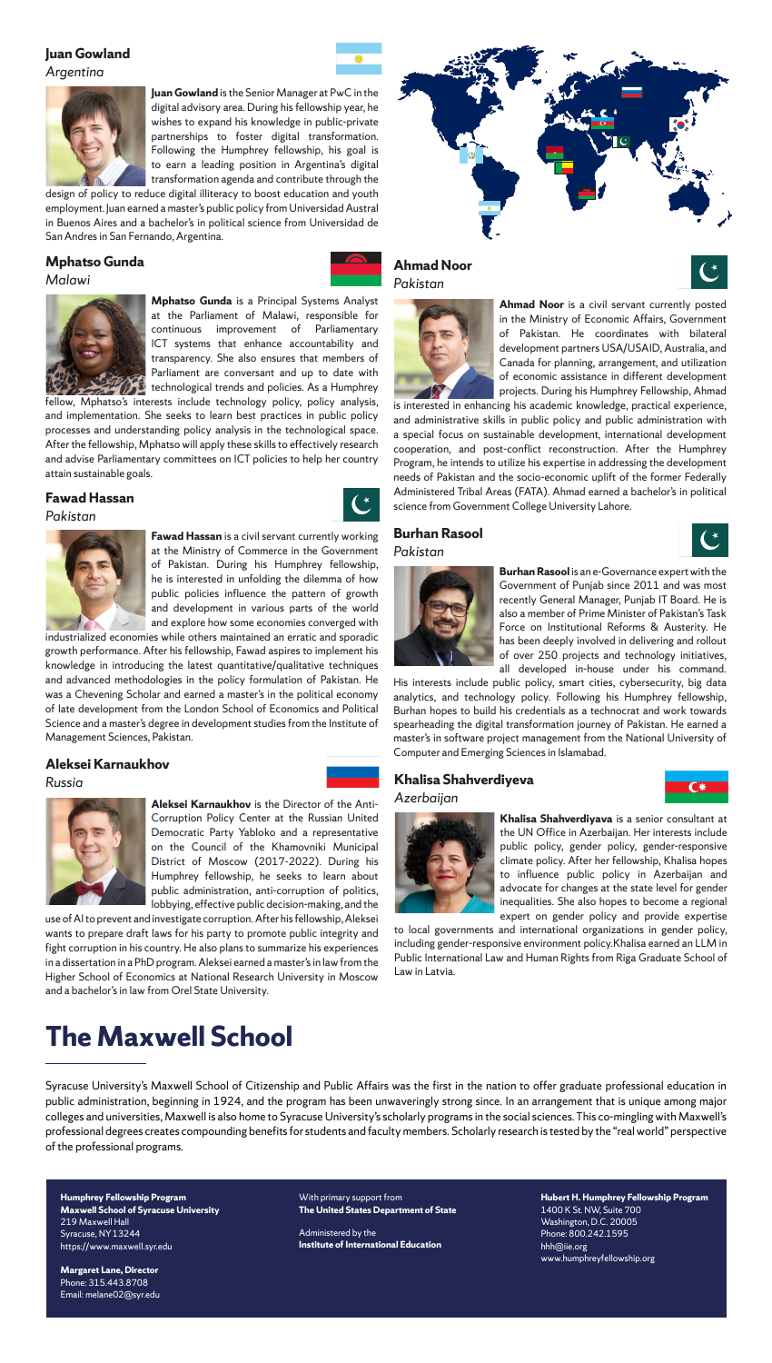### Juan Gowland

*Argentina*

**Juan Gowland** is the Senior Manager at PwC in the digital advisory area. During his fellowship year, he wishes to expand his knowledge in public-private partnerships to foster digital transformation. Following the Humphrey fellowship, his goal is to earn a leading position in Argentina's digital transformation agenda and contribute through the design of policy to reduce digital illiteracy to boost education and youth employment. Juan earned a master's public policy from Universidad Austral in Buenos Aires and a bachelor's in political science from Universidad de San Andres in San Fernando, Argentina.

### Mphatso Gunda

*Malawi*

**Mphatso Gunda** is a Principal Systems Analyst at the Parliament of Malawi, responsible for continuous improvement of Parliamentary ICT systems that enhance accountability and transparency. She also ensures that members of Parliament are conversant and up to date with technological trends and policies. As a Humphrey fellow, Mphatso's interests include technology policy, policy analysis, and implementation. She seeks to learn best practices in public policy processes and understanding policy analysis in the technological space. After the fellowship, Mphatso will apply these skills to effectively research and advise Parliamentary committees on ICT policies to help her country attain sustainable goals.

### Fawad Hassan

*Pakistan*

**Fawad Hassan** is a civil servant currently working at the Ministry of Commerce in the Government of Pakistan. During his Humphrey fellowship, he is interested in unfolding the dilemma of how public policies influence the pattern of growth and development in various parts of the world and explore how some economies converged with industrialized economies while others maintained an erratic and sporadic growth performance. After his fellowship, Fawad aspires to implement his knowledge in introducing the latest quantitative/qualitative techniques and advanced methodologies in the policy formulation of Pakistan. He was a Chevening Scholar and earned a master's in the political economy of late development from the London School of Economics and Political Science and a master's degree in development studies from the Institute of Management Sciences, Pakistan.

### Aleksei Karnaukhov

*Russia*

**Aleksei Karnaukhov** is the Director of the Anti-Corruption Policy Center at the Russian United Democratic Party Yabloko and a representative on the Council of the Khamovniki Municipal District of Moscow (2017-2022). During his Humphrey fellowship, he seeks to learn about public administration, anti-corruption of politics, lobbying, effective public decision-making, and the use of AI to prevent and investigate corruption. After his fellowship, Aleksei wants to prepare draft laws for his party to promote public integrity and fight corruption in his country. He also plans to summarize his experiences in a dissertation in a PhD program. Aleksei earned a master's in law from the Higher School of Economics at National Research University in Moscow and a bachelor's in law from Orel State University.

### Ahmad Noor

*Pakistan*

**Ahmad Noor** is a civil servant currently posted in the Ministry of Economic Affairs, Government of Pakistan. He coordinates with bilateral development partners USA/USAID, Australia, and Canada for planning, arrangement, and utilization of economic assistance in different development projects. During his Humphrey Fellowship, Ahmad is interested in enhancing his academic knowledge, practical experience, and administrative skills in public policy and public administration with a special focus on sustainable development, international development cooperation, and post-conflict reconstruction. After the Humphrey Program, he intends to utilize his expertise in addressing the development needs of Pakistan and the socio-economic uplift of the former Federally Administered Tribal Areas (FATA). Ahmad earned a bachelor's in political science from Government College University Lahore.

### Burhan Rasool

*Pakistan*

**Burhan Rasool** is an e-Governance expert with the Government of Punjab since 2011 and was most recently General Manager, Punjab IT Board. He is also a member of Prime Minister of Pakistan's Task Force on Institutional Reforms & Austerity. He has been deeply involved in delivering and rollout of over 250 projects and technology initiatives, all developed in-house under his command. His interests include public policy, smart cities, cybersecurity, big data analytics, and technology policy. Following his Humphrey fellowship, Burhan hopes to build his credentials as a technocrat and work towards spearheading the digital transformation journey of Pakistan. He earned a master's in software project management from the National University of Computer and Emerging Sciences in Islamabad.

### Khalisa Shahverdiyeva

*Azerbaijan*

**Khalisa Shahverdiyava** is a senior consultant at the UN Office in Azerbaijan. Her interests include public policy, gender policy, gender-responsive climate policy. After her fellowship, Khalisa hopes to influence public policy in Azerbaijan and advocate for changes at the state level for gender inequalities. She also hopes to become a regional expert on gender policy and provide expertise to local governments and international organizations in gender policy, including gender-responsive environment policy.Khalisa earned an LLM in Public International Law and Human Rights from Riga Graduate School of Law in Latvia.

# The Maxwell School

Syracuse University's Maxwell School of Citizenship and Public Affairs was the first in the nation to offer graduate professional education in public administration, beginning in 1924, and the program has been unwaveringly strong since. In an arrangement that is unique among major colleges and universities, Maxwell is also home to Syracuse University's scholarly programs in the social sciences. This co-mingling with Maxwell's professional degrees creates compounding benefits for students and faculty members. Scholarly research is tested by the "real world" perspective of the professional programs.

**Humphrey Fellowship Program**
**Maxwell School of Syracuse University**
219 Maxwell Hall
Syracuse, NY 13244
https://www.maxwell.syr.edu

**Margaret Lane, Director**
Phone: 315.443.8708
Email: melane02@syr.edu

With primary support from
**The United States Department of State**

Administered by the
**Institute of International Education**

**Hubert H. Humphrey Fellowship Program**
1400 K St. NW, Suite 700
Washington, D.C. 20005
Phone: 800.242.1595
hhh@iie.org
www.humphreyfellowship.org